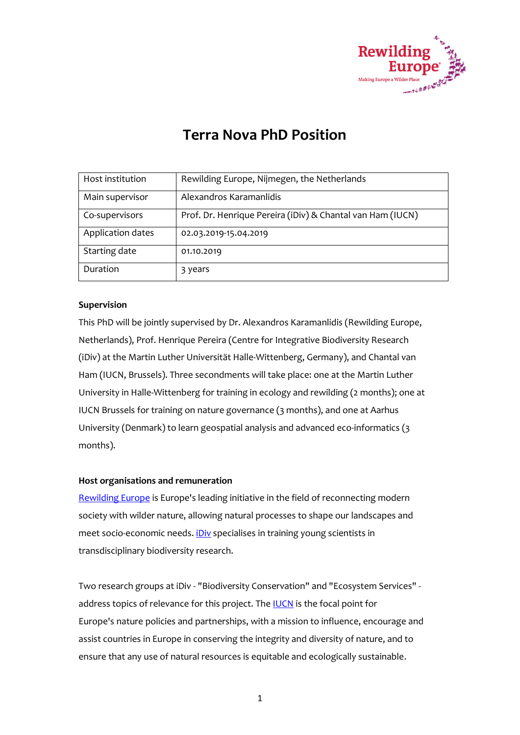# Terra Nova PhD Position

| Host institution | Rewilding Europe, Nijmegen, the Netherlands |
|---|---|
| Main supervisor | Alexandros Karamanlidis |
| Co-supervisors | Prof. Dr. Henrique Pereira (iDiv) & Chantal van Ham (IUCN) |
| Application dates | 02.03.2019-15.04.2019 |
| Starting date | 01.10.2019 |
| Duration | 3 years |

**Supervision**

This PhD will be jointly supervised by Dr. Alexandros Karamanlidis (Rewilding Europe, Netherlands), Prof. Henrique Pereira (Centre for Integrative Biodiversity Research (iDiv) at the Martin Luther Universität Halle-Wittenberg, Germany), and Chantal van Ham (IUCN, Brussels). Three secondments will take place: one at the Martin Luther University in Halle-Wittenberg for training in ecology and rewilding (2 months); one at IUCN Brussels for training on nature governance (3 months), and one at Aarhus University (Denmark) to learn geospatial analysis and advanced eco-informatics (3 months).

**Host organisations and remuneration**

Rewilding Europe is Europe's leading initiative in the field of reconnecting modern society with wilder nature, allowing natural processes to shape our landscapes and meet socio-economic needs. iDiv specialises in training young scientists in transdisciplinary biodiversity research.

Two research groups at iDiv - "Biodiversity Conservation" and "Ecosystem Services" - address topics of relevance for this project. The IUCN is the focal point for Europe's nature policies and partnerships, with a mission to influence, encourage and assist countries in Europe in conserving the integrity and diversity of nature, and to ensure that any use of natural resources is equitable and ecologically sustainable.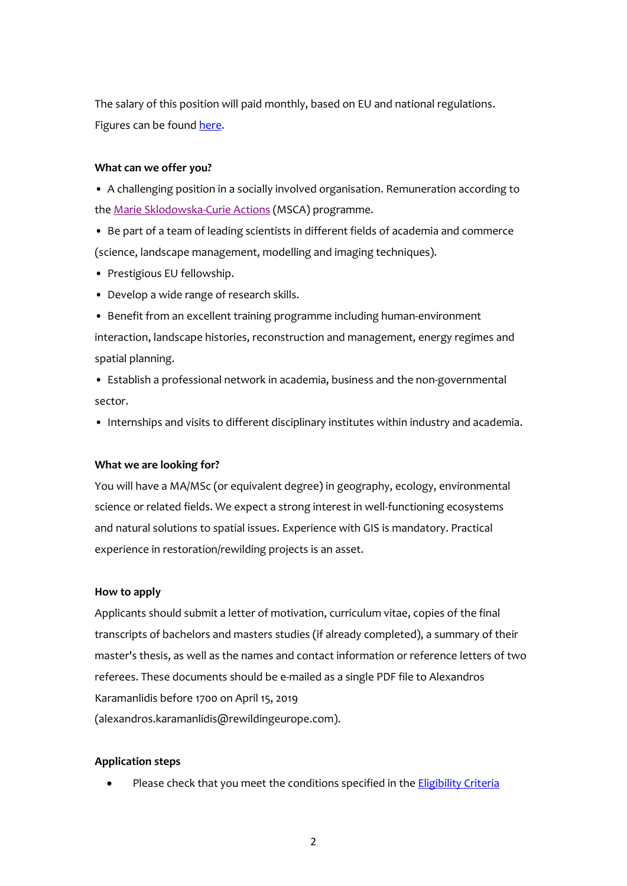The salary of this position will paid monthly, based on EU and national regulations. Figures can be found [here](#).

**What can we offer you?**

- A challenging position in a socially involved organisation. Remuneration according to the [Marie Sklodowska-Curie Actions](#) (MSCA) programme.
- Be part of a team of leading scientists in different fields of academia and commerce (science, landscape management, modelling and imaging techniques).
- Prestigious EU fellowship.
- Develop a wide range of research skills.
- Benefit from an excellent training programme including human-environment interaction, landscape histories, reconstruction and management, energy regimes and spatial planning.
- Establish a professional network in academia, business and the non-governmental sector.
- Internships and visits to different disciplinary institutes within industry and academia.

**What we are looking for?**

You will have a MA/MSc (or equivalent degree) in geography, ecology, environmental science or related fields. We expect a strong interest in well-functioning ecosystems and natural solutions to spatial issues. Experience with GIS is mandatory. Practical experience in restoration/rewilding projects is an asset.

**How to apply**

Applicants should submit a letter of motivation, curriculum vitae, copies of the final transcripts of bachelors and masters studies (if already completed), a summary of their master's thesis, as well as the names and contact information or reference letters of two referees. These documents should be e-mailed as a single PDF file to Alexandros Karamanlidis before 1700 on April 15, 2019 (alexandros.karamanlidis@rewildingeurope.com).

**Application steps**

- Please check that you meet the conditions specified in the [Eligibility Criteria](#)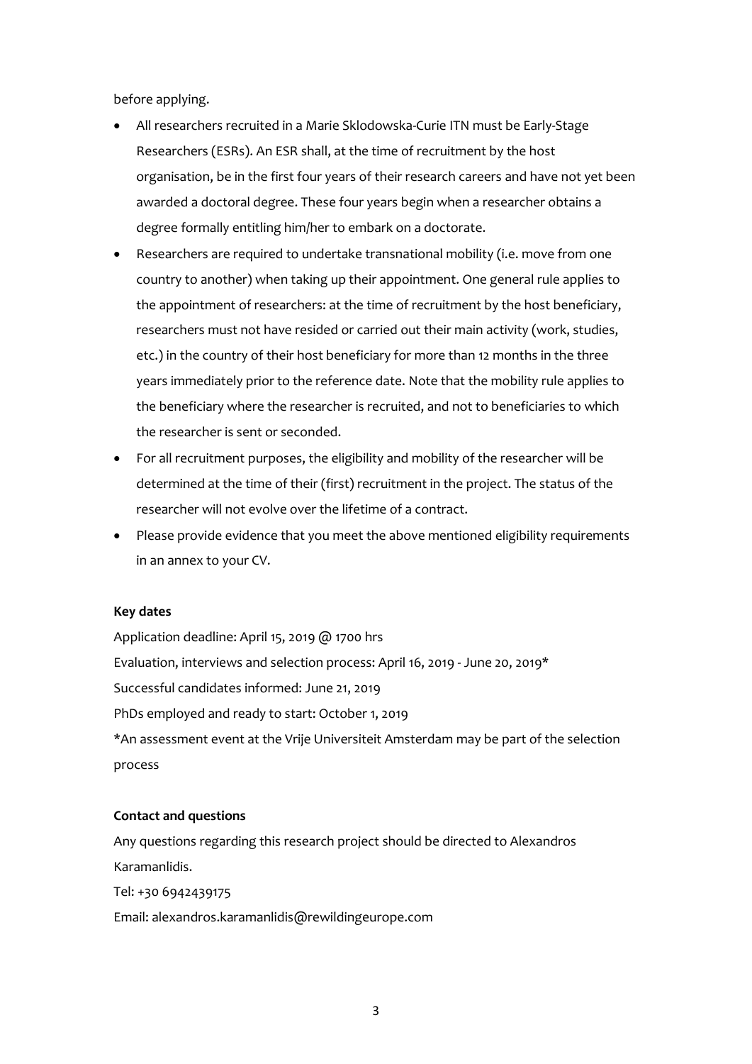before applying.

- All researchers recruited in a Marie Sklodowska-Curie ITN must be Early-Stage Researchers (ESRs). An ESR shall, at the time of recruitment by the host organisation, be in the first four years of their research careers and have not yet been awarded a doctoral degree. These four years begin when a researcher obtains a degree formally entitling him/her to embark on a doctorate.
- Researchers are required to undertake transnational mobility (i.e. move from one country to another) when taking up their appointment. One general rule applies to the appointment of researchers: at the time of recruitment by the host beneficiary, researchers must not have resided or carried out their main activity (work, studies, etc.) in the country of their host beneficiary for more than 12 months in the three years immediately prior to the reference date. Note that the mobility rule applies to the beneficiary where the researcher is recruited, and not to beneficiaries to which the researcher is sent or seconded.
- For all recruitment purposes, the eligibility and mobility of the researcher will be determined at the time of their (first) recruitment in the project. The status of the researcher will not evolve over the lifetime of a contract.
- Please provide evidence that you meet the above mentioned eligibility requirements in an annex to your CV.

**Key dates**

Application deadline: April 15, 2019 @ 1700 hrs

Evaluation, interviews and selection process: April 16, 2019 - June 20, 2019*

Successful candidates informed: June 21, 2019

PhDs employed and ready to start: October 1, 2019

*An assessment event at the Vrije Universiteit Amsterdam may be part of the selection process

**Contact and questions**

Any questions regarding this research project should be directed to Alexandros Karamanlidis.

Tel: +30 6942439175

Email: alexandros.karamanlidis@rewildingeurope.com